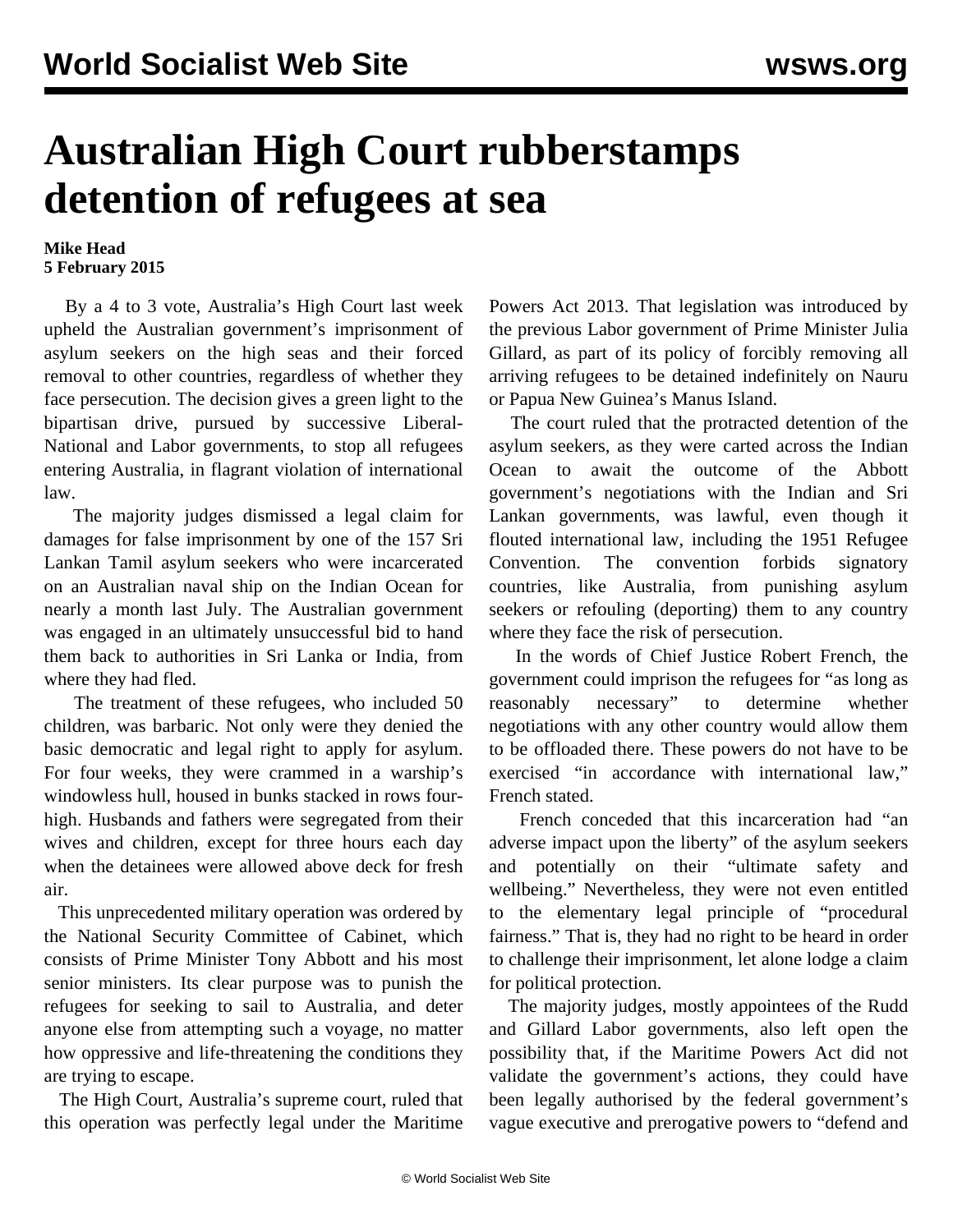# Australian High Court rubberstamps detention of refugees at sea

**Mike Head**
**5 February 2015**

By a 4 to 3 vote, Australia's High Court last week upheld the Australian government's imprisonment of asylum seekers on the high seas and their forced removal to other countries, regardless of whether they face persecution. The decision gives a green light to the bipartisan drive, pursued by successive Liberal-National and Labor governments, to stop all refugees entering Australia, in flagrant violation of international law.

The majority judges dismissed a legal claim for damages for false imprisonment by one of the 157 Sri Lankan Tamil asylum seekers who were incarcerated on an Australian naval ship on the Indian Ocean for nearly a month last July. The Australian government was engaged in an ultimately unsuccessful bid to hand them back to authorities in Sri Lanka or India, from where they had fled.

The treatment of these refugees, who included 50 children, was barbaric. Not only were they denied the basic democratic and legal right to apply for asylum. For four weeks, they were crammed in a warship's windowless hull, housed in bunks stacked in rows four-high. Husbands and fathers were segregated from their wives and children, except for three hours each day when the detainees were allowed above deck for fresh air.

This unprecedented military operation was ordered by the National Security Committee of Cabinet, which consists of Prime Minister Tony Abbott and his most senior ministers. Its clear purpose was to punish the refugees for seeking to sail to Australia, and deter anyone else from attempting such a voyage, no matter how oppressive and life-threatening the conditions they are trying to escape.

The High Court, Australia's supreme court, ruled that this operation was perfectly legal under the Maritime Powers Act 2013. That legislation was introduced by the previous Labor government of Prime Minister Julia Gillard, as part of its policy of forcibly removing all arriving refugees to be detained indefinitely on Nauru or Papua New Guinea's Manus Island.

The court ruled that the protracted detention of the asylum seekers, as they were carted across the Indian Ocean to await the outcome of the Abbott government's negotiations with the Indian and Sri Lankan governments, was lawful, even though it flouted international law, including the 1951 Refugee Convention. The convention forbids signatory countries, like Australia, from punishing asylum seekers or refouling (deporting) them to any country where they face the risk of persecution.

In the words of Chief Justice Robert French, the government could imprison the refugees for "as long as reasonably necessary" to determine whether negotiations with any other country would allow them to be offloaded there. These powers do not have to be exercised "in accordance with international law," French stated.

French conceded that this incarceration had "an adverse impact upon the liberty" of the asylum seekers and potentially on their "ultimate safety and wellbeing." Nevertheless, they were not even entitled to the elementary legal principle of "procedural fairness." That is, they had no right to be heard in order to challenge their imprisonment, let alone lodge a claim for political protection.

The majority judges, mostly appointees of the Rudd and Gillard Labor governments, also left open the possibility that, if the Maritime Powers Act did not validate the government's actions, they could have been legally authorised by the federal government's vague executive and prerogative powers to "defend and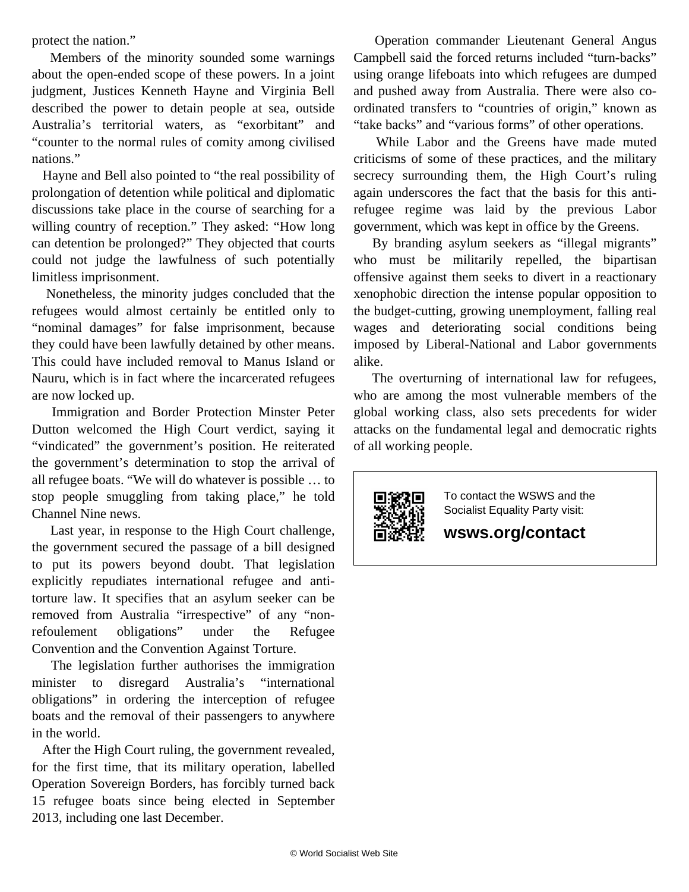protect the nation."

Members of the minority sounded some warnings about the open-ended scope of these powers. In a joint judgment, Justices Kenneth Hayne and Virginia Bell described the power to detain people at sea, outside Australia's territorial waters, as "exorbitant" and "counter to the normal rules of comity among civilised nations."

Hayne and Bell also pointed to "the real possibility of prolongation of detention while political and diplomatic discussions take place in the course of searching for a willing country of reception." They asked: "How long can detention be prolonged?" They objected that courts could not judge the lawfulness of such potentially limitless imprisonment.

Nonetheless, the minority judges concluded that the refugees would almost certainly be entitled only to "nominal damages" for false imprisonment, because they could have been lawfully detained by other means. This could have included removal to Manus Island or Nauru, which is in fact where the incarcerated refugees are now locked up.

Immigration and Border Protection Minster Peter Dutton welcomed the High Court verdict, saying it "vindicated" the government's position. He reiterated the government's determination to stop the arrival of all refugee boats. "We will do whatever is possible … to stop people smuggling from taking place," he told Channel Nine news.

Last year, in response to the High Court challenge, the government secured the passage of a bill designed to put its powers beyond doubt. That legislation explicitly repudiates international refugee and anti-torture law. It specifies that an asylum seeker can be removed from Australia "irrespective" of any "non-refoulement obligations" under the Refugee Convention and the Convention Against Torture.

The legislation further authorises the immigration minister to disregard Australia's "international obligations" in ordering the interception of refugee boats and the removal of their passengers to anywhere in the world.

After the High Court ruling, the government revealed, for the first time, that its military operation, labelled Operation Sovereign Borders, has forcibly turned back 15 refugee boats since being elected in September 2013, including one last December.

Operation commander Lieutenant General Angus Campbell said the forced returns included "turn-backs" using orange lifeboats into which refugees are dumped and pushed away from Australia. There were also co-ordinated transfers to "countries of origin," known as "take backs" and "various forms" of other operations.

While Labor and the Greens have made muted criticisms of some of these practices, and the military secrecy surrounding them, the High Court's ruling again underscores the fact that the basis for this anti-refugee regime was laid by the previous Labor government, which was kept in office by the Greens.

By branding asylum seekers as "illegal migrants" who must be militarily repelled, the bipartisan offensive against them seeks to divert in a reactionary xenophobic direction the intense popular opposition to the budget-cutting, growing unemployment, falling real wages and deteriorating social conditions being imposed by Liberal-National and Labor governments alike.

The overturning of international law for refugees, who are among the most vulnerable members of the global working class, also sets precedents for wider attacks on the fundamental legal and democratic rights of all working people.

To contact the WSWS and the Socialist Equality Party visit:

**wsws.org/contact**